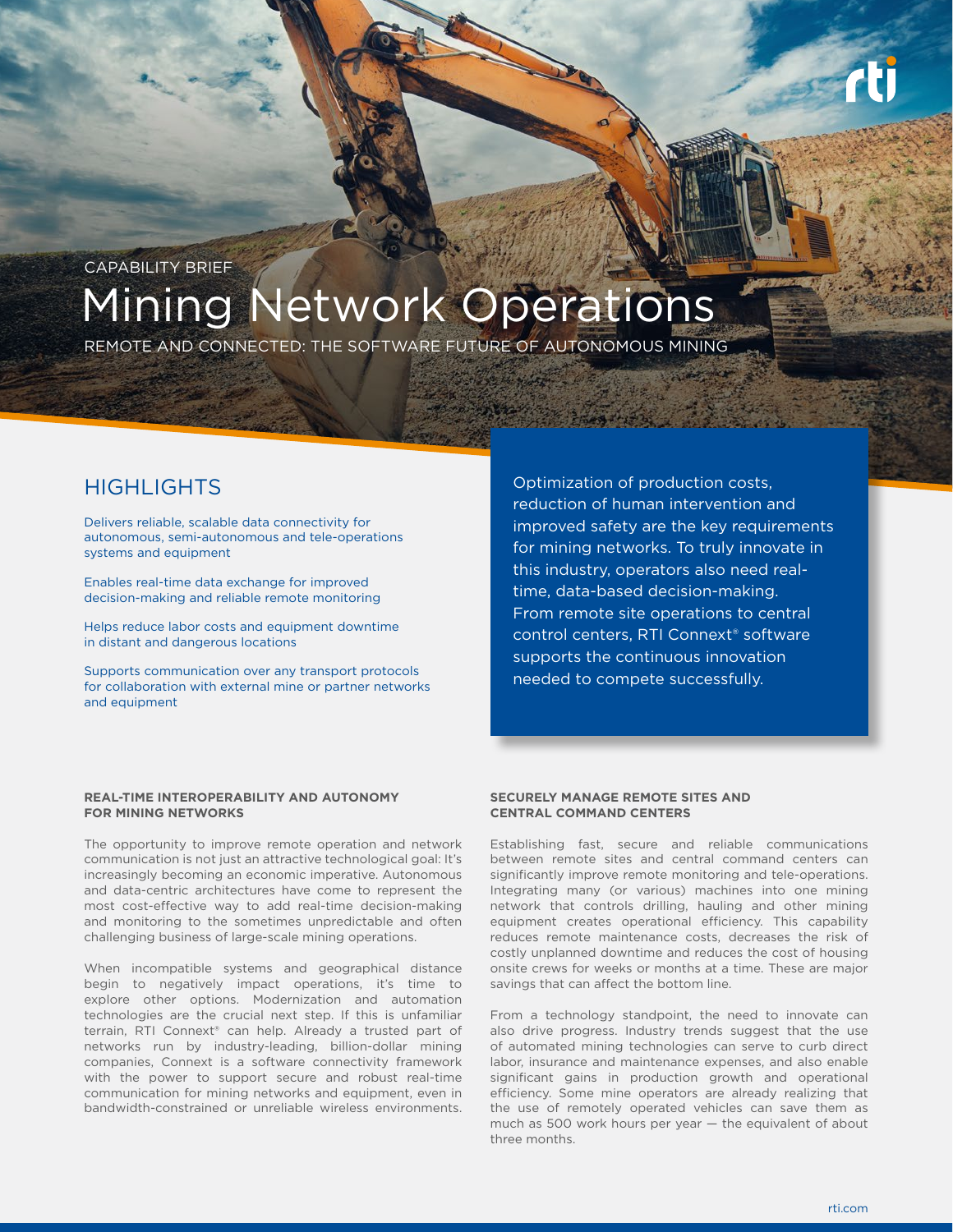CAPABILITY BRIEF

# Mining Network Operations

REMOTE AND CONNECTED: THE SOFTWARE FUTURE OF AUTONOMOUS MINING

## HIGHLIGHTS

Delivers reliable, scalable data connectivity for autonomous, semi-autonomous and tele-operations systems and equipment

Enables real-time data exchange for improved decision-making and reliable remote monitoring

Helps reduce labor costs and equipment downtime in distant and dangerous locations

Supports communication over any transport protocols for collaboration with external mine or partner networks and equipment

Optimization of production costs, reduction of human intervention and improved safety are the key requirements for mining networks. To truly innovate in this industry, operators also need real-time, data-based decision-making. From remote site operations to central control centers, RTI Connext® software supports the continuous innovation needed to compete successfully.

### REAL-TIME INTEROPERABILITY AND AUTONOMY FOR MINING NETWORKS

The opportunity to improve remote operation and network communication is not just an attractive technological goal: It's increasingly becoming an economic imperative. Autonomous and data-centric architectures have come to represent the most cost-effective way to add real-time decision-making and monitoring to the sometimes unpredictable and often challenging business of large-scale mining operations.

When incompatible systems and geographical distance begin to negatively impact operations, it's time to explore other options. Modernization and automation technologies are the crucial next step. If this is unfamiliar terrain, RTI Connext® can help. Already a trusted part of networks run by industry-leading, billion-dollar mining companies, Connext is a software connectivity framework with the power to support secure and robust real-time communication for mining networks and equipment, even in bandwidth-constrained or unreliable wireless environments.

### SECURELY MANAGE REMOTE SITES AND CENTRAL COMMAND CENTERS

Establishing fast, secure and reliable communications between remote sites and central command centers can significantly improve remote monitoring and tele-operations. Integrating many (or various) machines into one mining network that controls drilling, hauling and other mining equipment creates operational efficiency. This capability reduces remote maintenance costs, decreases the risk of costly unplanned downtime and reduces the cost of housing onsite crews for weeks or months at a time. These are major savings that can affect the bottom line.

From a technology standpoint, the need to innovate can also drive progress. Industry trends suggest that the use of automated mining technologies can serve to curb direct labor, insurance and maintenance expenses, and also enable significant gains in production growth and operational efficiency. Some mine operators are already realizing that the use of remotely operated vehicles can save them as much as 500 work hours per year — the equivalent of about three months.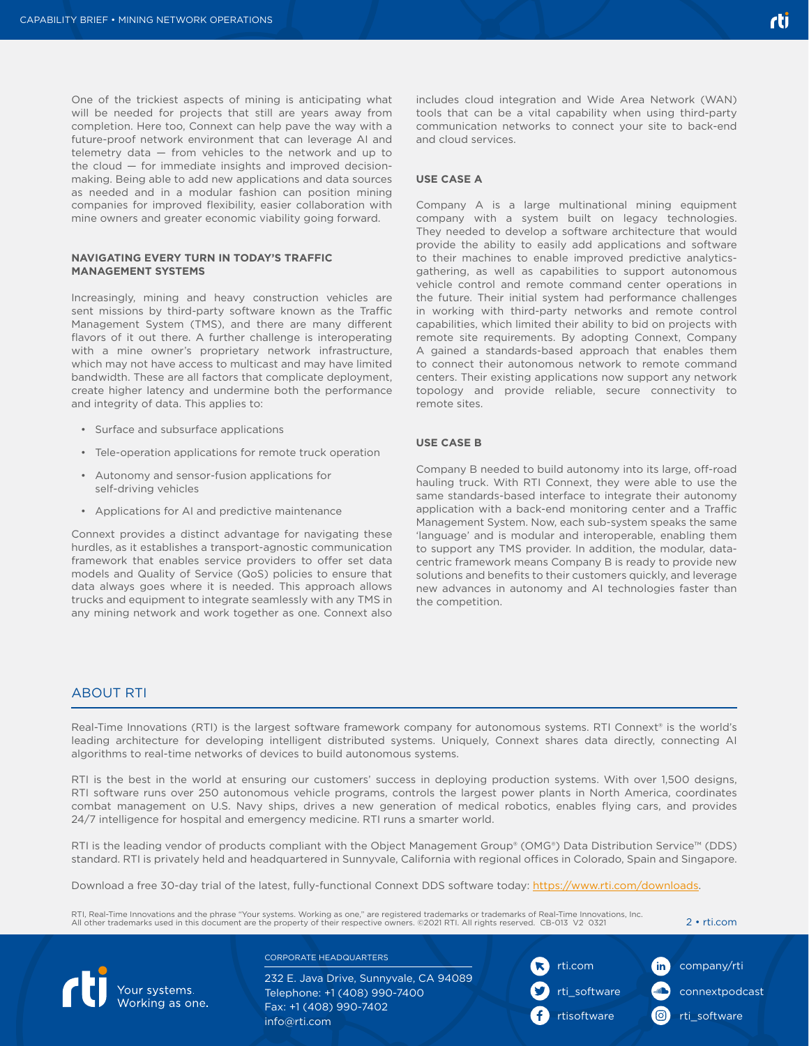One of the trickiest aspects of mining is anticipating what will be needed for projects that still are years away from completion. Here too, Connext can help pave the way with a future-proof network environment that can leverage AI and telemetry data — from vehicles to the network and up to the cloud — for immediate insights and improved decision-making. Being able to add new applications and data sources as needed and in a modular fashion can position mining companies for improved flexibility, easier collaboration with mine owners and greater economic viability going forward.

### NAVIGATING EVERY TURN IN TODAY'S TRAFFIC MANAGEMENT SYSTEMS

Increasingly, mining and heavy construction vehicles are sent missions by third-party software known as the Traffic Management System (TMS), and there are many different flavors of it out there. A further challenge is interoperating with a mine owner's proprietary network infrastructure, which may not have access to multicast and may have limited bandwidth. These are all factors that complicate deployment, create higher latency and undermine both the performance and integrity of data. This applies to:

- Surface and subsurface applications
- Tele-operation applications for remote truck operation
- Autonomy and sensor-fusion applications for self-driving vehicles
- Applications for AI and predictive maintenance

Connext provides a distinct advantage for navigating these hurdles, as it establishes a transport-agnostic communication framework that enables service providers to offer set data models and Quality of Service (QoS) policies to ensure that data always goes where it is needed. This approach allows trucks and equipment to integrate seamlessly with any TMS in any mining network and work together as one. Connext also includes cloud integration and Wide Area Network (WAN) tools that can be a vital capability when using third-party communication networks to connect your site to back-end and cloud services.

### USE CASE A

Company A is a large multinational mining equipment company with a system built on legacy technologies. They needed to develop a software architecture that would provide the ability to easily add applications and software to their machines to enable improved predictive analytics-gathering, as well as capabilities to support autonomous vehicle control and remote command center operations in the future. Their initial system had performance challenges in working with third-party networks and remote control capabilities, which limited their ability to bid on projects with remote site requirements. By adopting Connext, Company A gained a standards-based approach that enables them to connect their autonomous network to remote command centers. Their existing applications now support any network topology and provide reliable, secure connectivity to remote sites.

### USE CASE B

Company B needed to build autonomy into its large, off-road hauling truck. With RTI Connext, they were able to use the same standards-based interface to integrate their autonomy application with a back-end monitoring center and a Traffic Management System. Now, each sub-system speaks the same 'language' and is modular and interoperable, enabling them to support any TMS provider. In addition, the modular, data-centric framework means Company B is ready to provide new solutions and benefits to their customers quickly, and leverage new advances in autonomy and AI technologies faster than the competition.

## ABOUT RTI

Real-Time Innovations (RTI) is the largest software framework company for autonomous systems. RTI Connext® is the world's leading architecture for developing intelligent distributed systems. Uniquely, Connext shares data directly, connecting AI algorithms to real-time networks of devices to build autonomous systems.

RTI is the best in the world at ensuring our customers' success in deploying production systems. With over 1,500 designs, RTI software runs over 250 autonomous vehicle programs, controls the largest power plants in North America, coordinates combat management on U.S. Navy ships, drives a new generation of medical robotics, enables flying cars, and provides 24/7 intelligence for hospital and emergency medicine. RTI runs a smarter world.

RTI is the leading vendor of products compliant with the Object Management Group® (OMG®) Data Distribution Service™ (DDS) standard. RTI is privately held and headquartered in Sunnyvale, California with regional offices in Colorado, Spain and Singapore.

Download a free 30-day trial of the latest, fully-functional Connext DDS software today: https://www.rti.com/downloads.

RTI, Real-Time Innovations and the phrase "Your systems. Working as one," are registered trademarks or trademarks of Real-Time Innovations, Inc. All other trademarks used in this document are the property of their respective owners. ©2021 RTI. All rights reserved. CB-013 V2 0321

Your systems. Working as one.

CORPORATE HEADQUARTERS

232 E. Java Drive, Sunnyvale, CA 94089
Telephone: +1 (408) 990-7400
Fax: +1 (408) 990-7402
info@rti.com

rti.com
rti_software
rtisoftware
company/rti
connextpodcast
rti_software